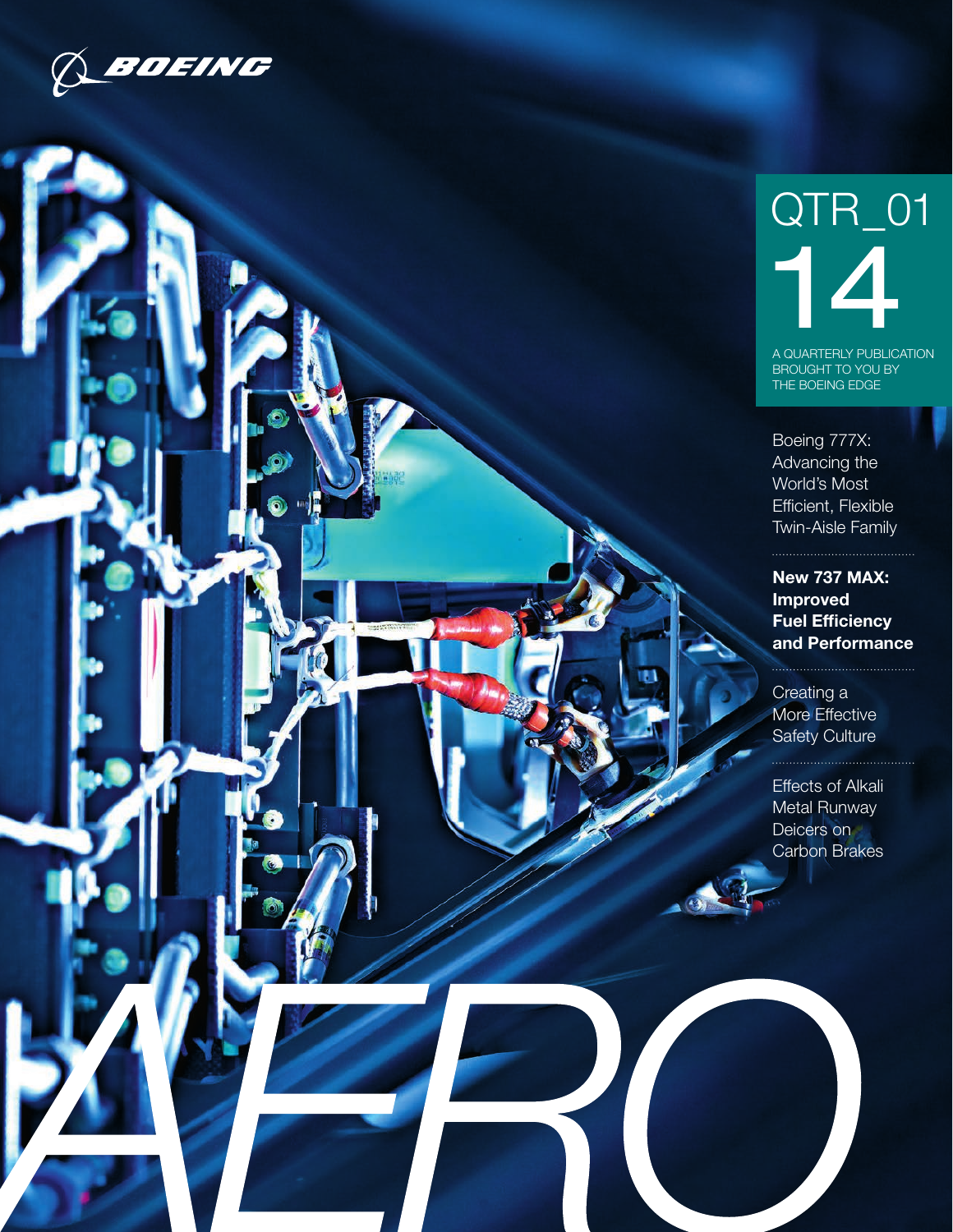BOEING

# AERO

QTR_01 14

A QUARTERLY PUBLICATION BROUGHT TO YOU BY THE BOEING EDGE

Boeing 777X: Advancing the World's Most Efficient, Flexible Twin-Aisle Family

**New 737 MAX: Improved Fuel Efficiency and Performance**

Creating a More Effective Safety Culture

Effects of Alkali Metal Runway Deicers on Carbon Brakes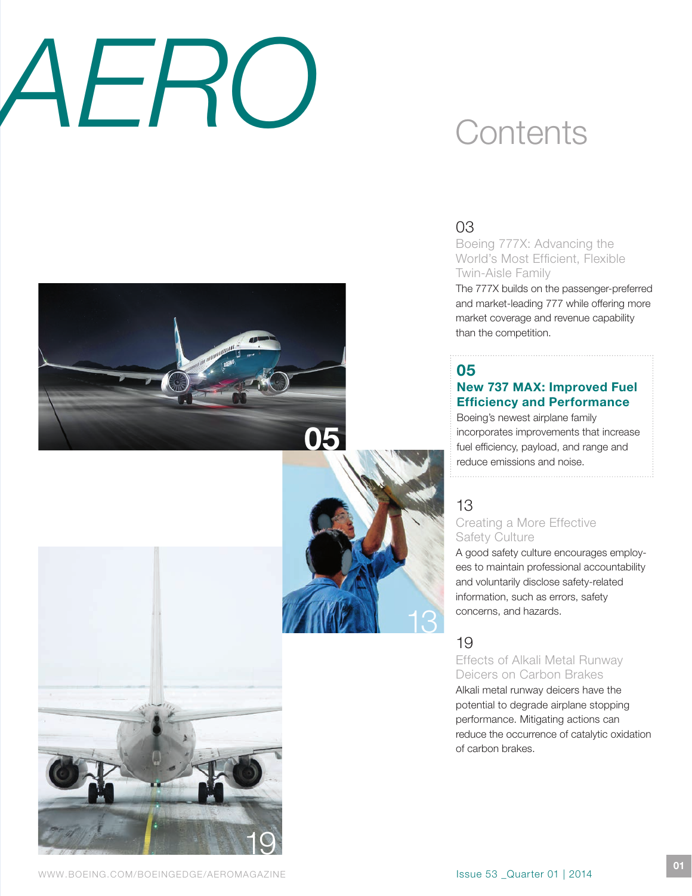# AERO

## Contents

**03**

### Boeing 777X: Advancing the World's Most Efficient, Flexible Twin-Aisle Family

The 777X builds on the passenger-preferred and market-leading 777 while offering more market coverage and revenue capability than the competition.

**05**

### New 737 MAX: Improved Fuel Efficiency and Performance

Boeing's newest airplane family incorporates improvements that increase fuel efficiency, payload, and range and reduce emissions and noise.

**13**

### Creating a More Effective Safety Culture

A good safety culture encourages employees to maintain professional accountability and voluntarily disclose safety-related information, such as errors, safety concerns, and hazards.

**19**

### Effects of Alkali Metal Runway Deicers on Carbon Brakes

Alkali metal runway deicers have the potential to degrade airplane stopping performance. Mitigating actions can reduce the occurrence of catalytic oxidation of carbon brakes.

WWW.BOEING.COM/BOEINGEDGE/AEROMAGAZINE

Issue 53 _Quarter 01 | 2014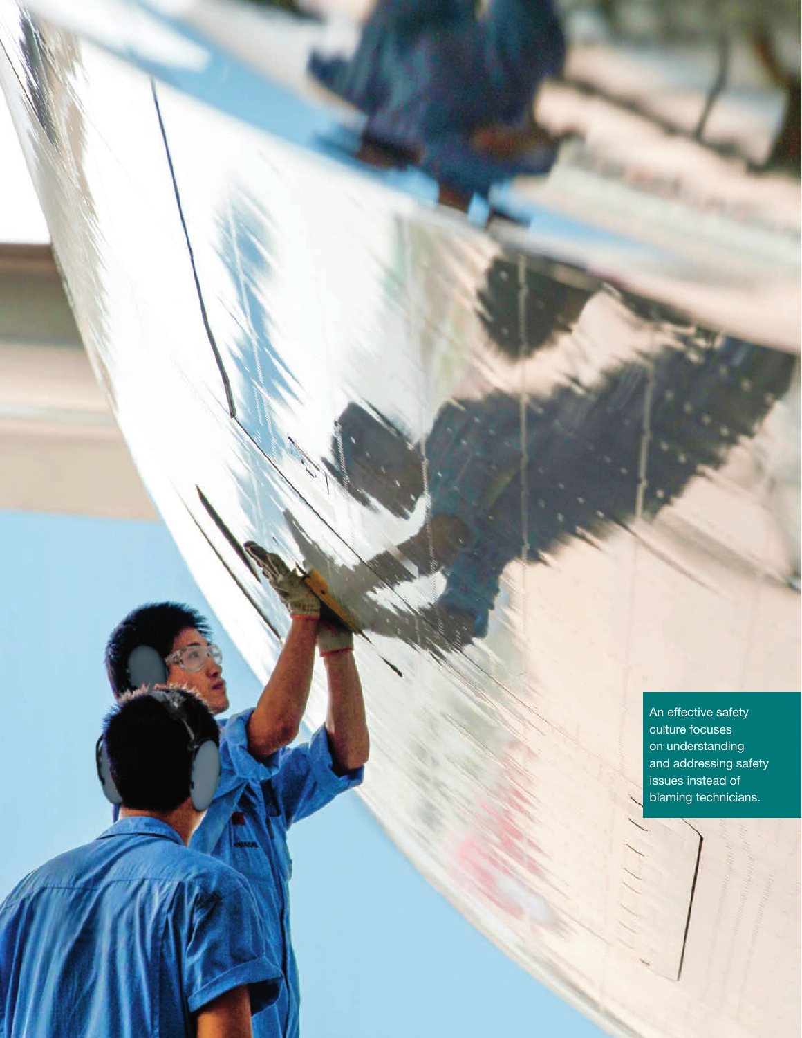An effective safety culture focuses on understanding and addressing safety issues instead of blaming technicians.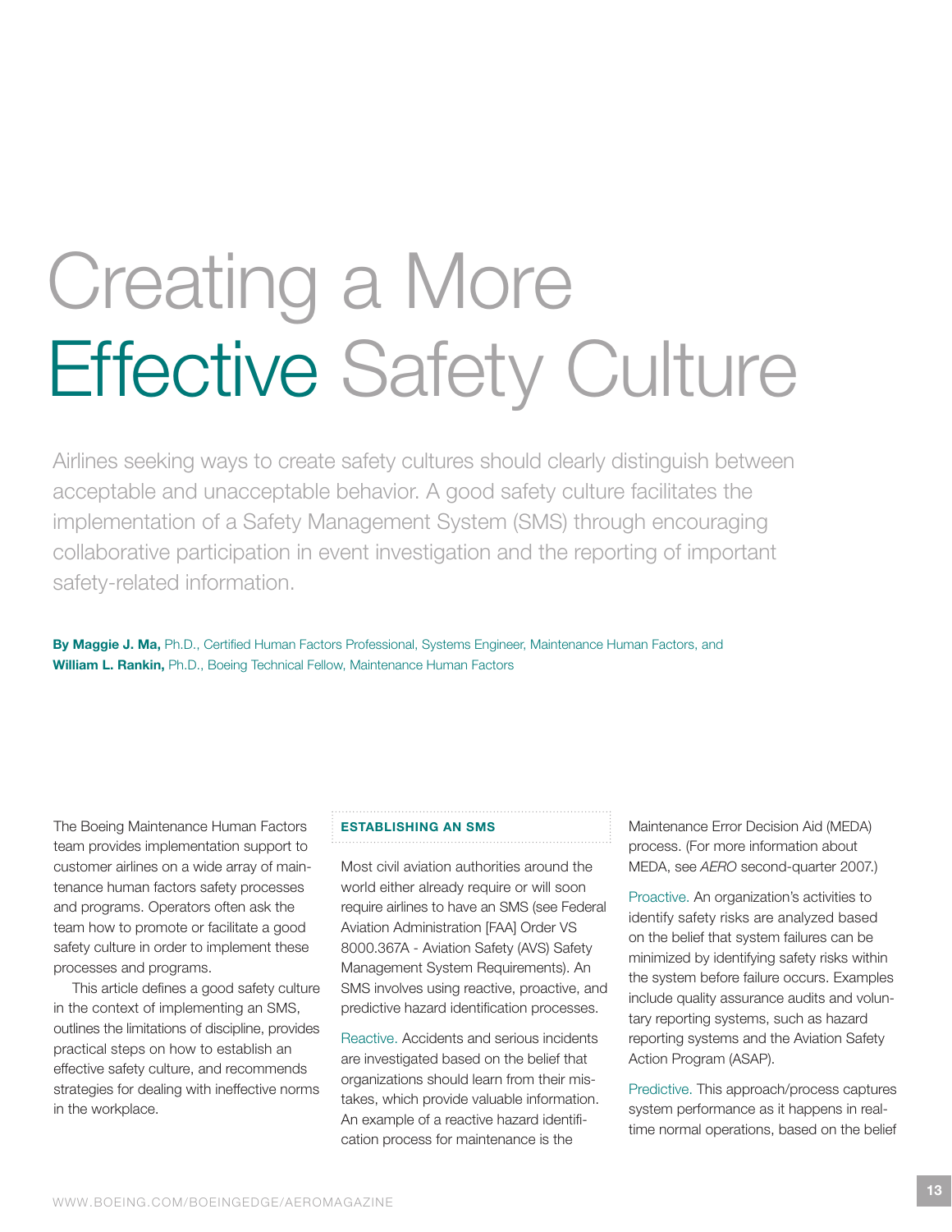# Creating a More Effective Safety Culture

Airlines seeking ways to create safety cultures should clearly distinguish between acceptable and unacceptable behavior. A good safety culture facilitates the implementation of a Safety Management System (SMS) through encouraging collaborative participation in event investigation and the reporting of important safety-related information.

**By Maggie J. Ma,** Ph.D., Certified Human Factors Professional, Systems Engineer, Maintenance Human Factors, and
**William L. Rankin,** Ph.D., Boeing Technical Fellow, Maintenance Human Factors

The Boeing Maintenance Human Factors team provides implementation support to customer airlines on a wide array of maintenance human factors safety processes and programs. Operators often ask the team how to promote or facilitate a good safety culture in order to implement these processes and programs.

This article defines a good safety culture in the context of implementing an SMS, outlines the limitations of discipline, provides practical steps on how to establish an effective safety culture, and recommends strategies for dealing with ineffective norms in the workplace.

## ESTABLISHING AN SMS

Most civil aviation authorities around the world either already require or will soon require airlines to have an SMS (see Federal Aviation Administration [FAA] Order VS 8000.367A - Aviation Safety (AVS) Safety Management System Requirements). An SMS involves using reactive, proactive, and predictive hazard identification processes.

Reactive. Accidents and serious incidents are investigated based on the belief that organizations should learn from their mistakes, which provide valuable information. An example of a reactive hazard identification process for maintenance is the Maintenance Error Decision Aid (MEDA) process. (For more information about MEDA, see *AERO* second-quarter 2007.)

Proactive. An organization's activities to identify safety risks are analyzed based on the belief that system failures can be minimized by identifying safety risks within the system before failure occurs. Examples include quality assurance audits and voluntary reporting systems, such as hazard reporting systems and the Aviation Safety Action Program (ASAP).

Predictive. This approach/process captures system performance as it happens in real-time normal operations, based on the belief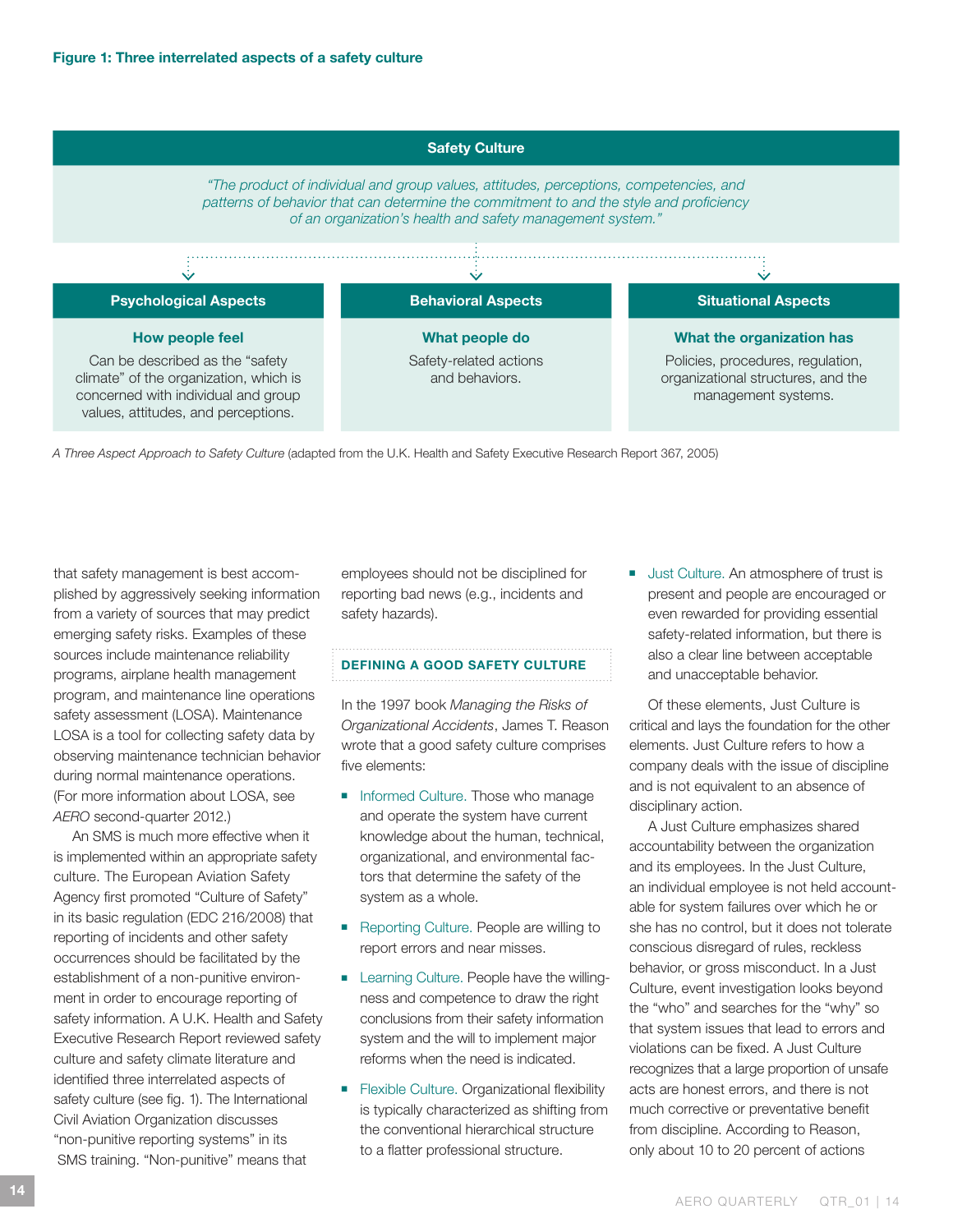**Figure 1: Three interrelated aspects of a safety culture**

| Safety Culture | | |
|---|---|---|
| *"The product of individual and group values, attitudes, perceptions, competencies, and patterns of behavior that can determine the commitment to and the style and proficiency of an organization's health and safety management system."* | | |
| **Psychological Aspects** | **Behavioral Aspects** | **Situational Aspects** |
| **How people feel** | **What people do** | **What the organization has** |
| Can be described as the "safety climate" of the organization, which is concerned with individual and group values, attitudes, and perceptions. | Safety-related actions and behaviors. | Policies, procedures, regulation, organizational structures, and the management systems. |

*A Three Aspect Approach to Safety Culture* (adapted from the U.K. Health and Safety Executive Research Report 367, 2005)

that safety management is best accomplished by aggressively seeking information from a variety of sources that may predict emerging safety risks. Examples of these sources include maintenance reliability programs, airplane health management program, and maintenance line operations safety assessment (LOSA). Maintenance LOSA is a tool for collecting safety data by observing maintenance technician behavior during normal maintenance operations. (For more information about LOSA, see *AERO* second-quarter 2012.)

An SMS is much more effective when it is implemented within an appropriate safety culture. The European Aviation Safety Agency first promoted "Culture of Safety" in its basic regulation (EDC 216/2008) that reporting of incidents and other safety occurrences should be facilitated by the establishment of a non-punitive environment in order to encourage reporting of safety information. A U.K. Health and Safety Executive Research Report reviewed safety culture and safety climate literature and identified three interrelated aspects of safety culture (see fig. 1). The International Civil Aviation Organization discusses "non-punitive reporting systems" in its SMS training. "Non-punitive" means that employees should not be disciplined for reporting bad news (e.g., incidents and safety hazards).

## DEFINING A GOOD SAFETY CULTURE

In the 1997 book *Managing the Risks of Organizational Accidents*, James T. Reason wrote that a good safety culture comprises five elements:

- Informed Culture. Those who manage and operate the system have current knowledge about the human, technical, organizational, and environmental factors that determine the safety of the system as a whole.
- Reporting Culture. People are willing to report errors and near misses.
- Learning Culture. People have the willingness and competence to draw the right conclusions from their safety information system and the will to implement major reforms when the need is indicated.
- Flexible Culture. Organizational flexibility is typically characterized as shifting from the conventional hierarchical structure to a flatter professional structure.
- Just Culture. An atmosphere of trust is present and people are encouraged or even rewarded for providing essential safety-related information, but there is also a clear line between acceptable and unacceptable behavior.

Of these elements, Just Culture is critical and lays the foundation for the other elements. Just Culture refers to how a company deals with the issue of discipline and is not equivalent to an absence of disciplinary action.

A Just Culture emphasizes shared accountability between the organization and its employees. In the Just Culture, an individual employee is not held accountable for system failures over which he or she has no control, but it does not tolerate conscious disregard of rules, reckless behavior, or gross misconduct. In a Just Culture, event investigation looks beyond the "who" and searches for the "why" so that system issues that lead to errors and violations can be fixed. A Just Culture recognizes that a large proportion of unsafe acts are honest errors, and there is not much corrective or preventative benefit from discipline. According to Reason, only about 10 to 20 percent of actions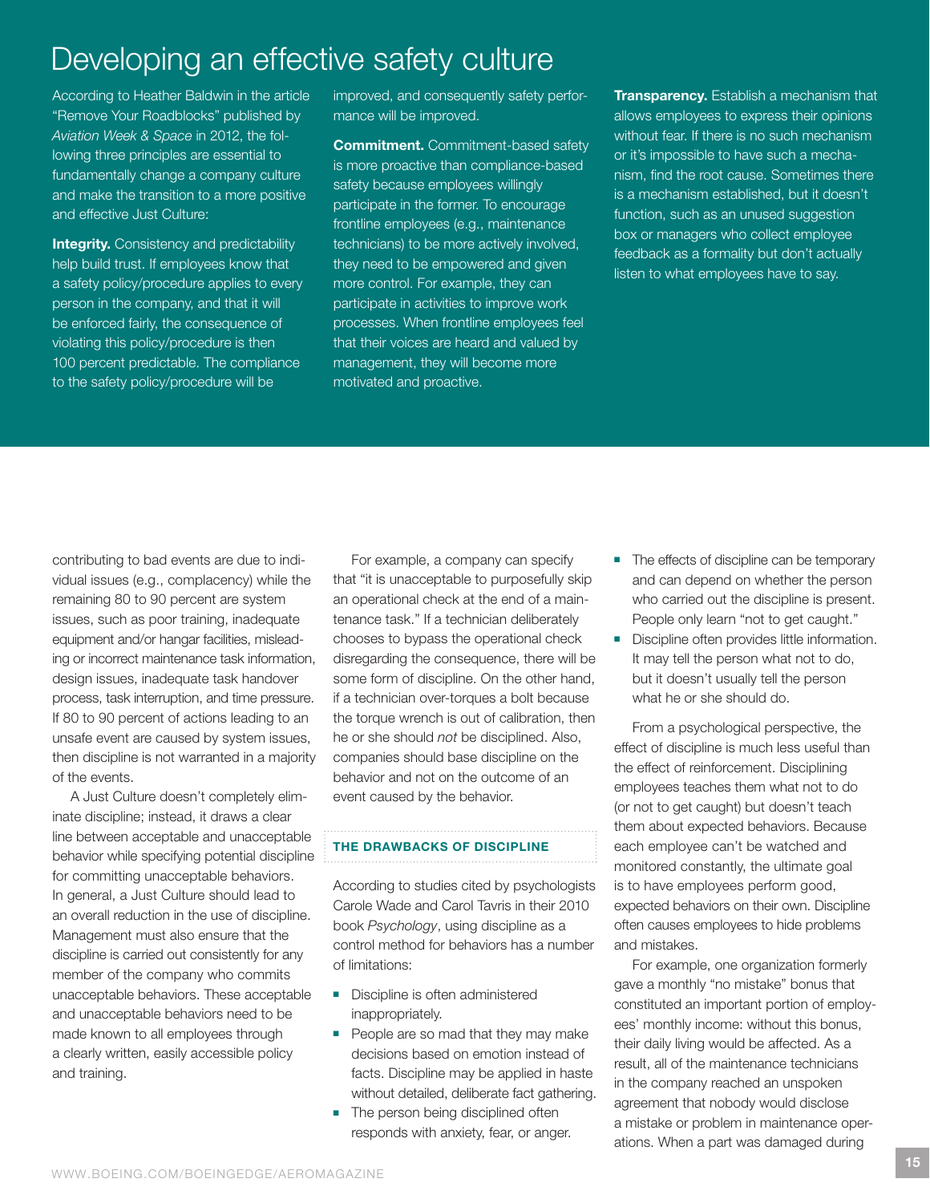## Developing an effective safety culture

According to Heather Baldwin in the article "Remove Your Roadblocks" published by *Aviation Week & Space* in 2012, the following three principles are essential to fundamentally change a company culture and make the transition to a more positive and effective Just Culture:

**Integrity.** Consistency and predictability help build trust. If employees know that a safety policy/procedure applies to every person in the company, and that it will be enforced fairly, the consequence of violating this policy/procedure is then 100 percent predictable. The compliance to the safety policy/procedure will be improved, and consequently safety performance will be improved.

**Commitment.** Commitment-based safety is more proactive than compliance-based safety because employees willingly participate in the former. To encourage frontline employees (e.g., maintenance technicians) to be more actively involved, they need to be empowered and given more control. For example, they can participate in activities to improve work processes. When frontline employees feel that their voices are heard and valued by management, they will become more motivated and proactive.

**Transparency.** Establish a mechanism that allows employees to express their opinions without fear. If there is no such mechanism or it's impossible to have such a mechanism, find the root cause. Sometimes there is a mechanism established, but it doesn't function, such as an unused suggestion box or managers who collect employee feedback as a formality but don't actually listen to what employees have to say.

contributing to bad events are due to individual issues (e.g., complacency) while the remaining 80 to 90 percent are system issues, such as poor training, inadequate equipment and/or hangar facilities, misleading or incorrect maintenance task information, design issues, inadequate task handover process, task interruption, and time pressure. If 80 to 90 percent of actions leading to an unsafe event are caused by system issues, then discipline is not warranted in a majority of the events.

A Just Culture doesn't completely eliminate discipline; instead, it draws a clear line between acceptable and unacceptable behavior while specifying potential discipline for committing unacceptable behaviors. In general, a Just Culture should lead to an overall reduction in the use of discipline. Management must also ensure that the discipline is carried out consistently for any member of the company who commits unacceptable behaviors. These acceptable and unacceptable behaviors need to be made known to all employees through a clearly written, easily accessible policy and training.

For example, a company can specify that "it is unacceptable to purposefully skip an operational check at the end of a maintenance task." If a technician deliberately chooses to bypass the operational check disregarding the consequence, there will be some form of discipline. On the other hand, if a technician over-torques a bolt because the torque wrench is out of calibration, then he or she should *not* be disciplined. Also, companies should base discipline on the behavior and not on the outcome of an event caused by the behavior.

### THE DRAWBACKS OF DISCIPLINE

According to studies cited by psychologists Carole Wade and Carol Tavris in their 2010 book *Psychology*, using discipline as a control method for behaviors has a number of limitations:

- Discipline is often administered inappropriately.
- People are so mad that they may make decisions based on emotion instead of facts. Discipline may be applied in haste without detailed, deliberate fact gathering.
- The person being disciplined often responds with anxiety, fear, or anger.
- The effects of discipline can be temporary and can depend on whether the person who carried out the discipline is present. People only learn "not to get caught."
- Discipline often provides little information. It may tell the person what not to do, but it doesn't usually tell the person what he or she should do.

From a psychological perspective, the effect of discipline is much less useful than the effect of reinforcement. Disciplining employees teaches them what not to do (or not to get caught) but doesn't teach them about expected behaviors. Because each employee can't be watched and monitored constantly, the ultimate goal is to have employees perform good, expected behaviors on their own. Discipline often causes employees to hide problems and mistakes.

For example, one organization formerly gave a monthly "no mistake" bonus that constituted an important portion of employees' monthly income: without this bonus, their daily living would be affected. As a result, all of the maintenance technicians in the company reached an unspoken agreement that nobody would disclose a mistake or problem in maintenance operations. When a part was damaged during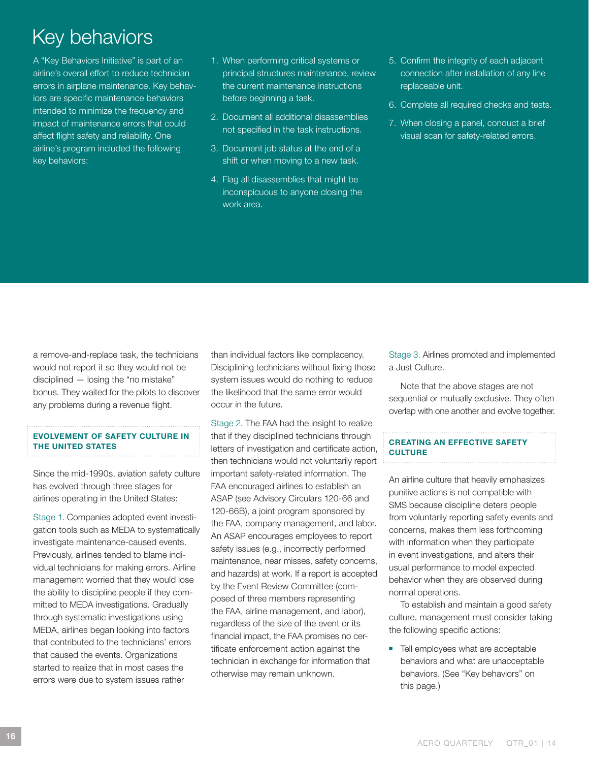## Key behaviors

A "Key Behaviors Initiative" is part of an airline's overall effort to reduce technician errors in airplane maintenance. Key behaviors are specific maintenance behaviors intended to minimize the frequency and impact of maintenance errors that could affect flight safety and reliability. One airline's program included the following key behaviors:

1. When performing critical systems or principal structures maintenance, review the current maintenance instructions before beginning a task.
2. Document all additional disassemblies not specified in the task instructions.
3. Document job status at the end of a shift or when moving to a new task.
4. Flag all disassemblies that might be inconspicuous to anyone closing the work area.
5. Confirm the integrity of each adjacent connection after installation of any line replaceable unit.
6. Complete all required checks and tests.
7. When closing a panel, conduct a brief visual scan for safety-related errors.

a remove-and-replace task, the technicians would not report it so they would not be disciplined — losing the "no mistake" bonus. They waited for the pilots to discover any problems during a revenue flight.

### EVOLVEMENT OF SAFETY CULTURE IN THE UNITED STATES

Since the mid-1990s, aviation safety culture has evolved through three stages for airlines operating in the United States:

Stage 1. Companies adopted event investigation tools such as MEDA to systematically investigate maintenance-caused events. Previously, airlines tended to blame individual technicians for making errors. Airline management worried that they would lose the ability to discipline people if they committed to MEDA investigations. Gradually through systematic investigations using MEDA, airlines began looking into factors that contributed to the technicians' errors that caused the events. Organizations started to realize that in most cases the errors were due to system issues rather than individual factors like complacency. Disciplining technicians without fixing those system issues would do nothing to reduce the likelihood that the same error would occur in the future.

Stage 2. The FAA had the insight to realize that if they disciplined technicians through letters of investigation and certificate action, then technicians would not voluntarily report important safety-related information. The FAA encouraged airlines to establish an ASAP (see Advisory Circulars 120-66 and 120-66B), a joint program sponsored by the FAA, company management, and labor. An ASAP encourages employees to report safety issues (e.g., incorrectly performed maintenance, near misses, safety concerns, and hazards) at work. If a report is accepted by the Event Review Committee (composed of three members representing the FAA, airline management, and labor), regardless of the size of the event or its financial impact, the FAA promises no certificate enforcement action against the technician in exchange for information that otherwise may remain unknown.

Stage 3. Airlines promoted and implemented a Just Culture.

Note that the above stages are not sequential or mutually exclusive. They often overlap with one another and evolve together.

### CREATING AN EFFECTIVE SAFETY CULTURE

An airline culture that heavily emphasizes punitive actions is not compatible with SMS because discipline deters people from voluntarily reporting safety events and concerns, makes them less forthcoming with information when they participate in event investigations, and alters their usual performance to model expected behavior when they are observed during normal operations.

To establish and maintain a good safety culture, management must consider taking the following specific actions:

- Tell employees what are acceptable behaviors and what are unacceptable behaviors. (See "Key behaviors" on this page.)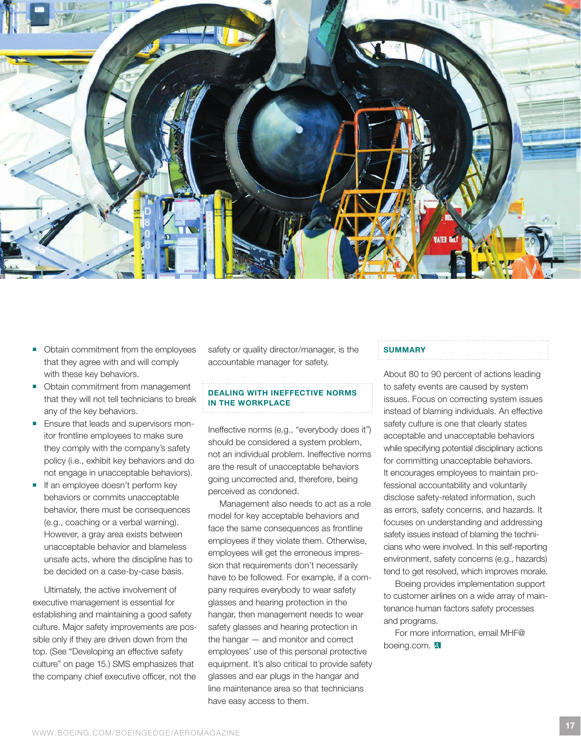- Obtain commitment from the employees that they agree with and will comply with these key behaviors.
- Obtain commitment from management that they will not tell technicians to break any of the key behaviors.
- Ensure that leads and supervisors monitor frontline employees to make sure they comply with the company's safety policy (i.e., exhibit key behaviors and do not engage in unacceptable behaviors).
- If an employee doesn't perform key behaviors or commits unacceptable behavior, there must be consequences (e.g., coaching or a verbal warning). However, a gray area exists between unacceptable behavior and blameless unsafe acts, where the discipline has to be decided on a case-by-case basis.

Ultimately, the active involvement of executive management is essential for establishing and maintaining a good safety culture. Major safety improvements are possible only if they are driven down from the top. (See "Developing an effective safety culture" on page 15.) SMS emphasizes that the company chief executive officer, not the safety or quality director/manager, is the accountable manager for safety.

### DEALING WITH INEFFECTIVE NORMS IN THE WORKPLACE

Ineffective norms (e.g., "everybody does it") should be considered a system problem, not an individual problem. Ineffective norms are the result of unacceptable behaviors going uncorrected and, therefore, being perceived as condoned.

Management also needs to act as a role model for key acceptable behaviors and face the same consequences as frontline employees if they violate them. Otherwise, employees will get the erroneous impression that requirements don't necessarily have to be followed. For example, if a company requires everybody to wear safety glasses and hearing protection in the hangar, then management needs to wear safety glasses and hearing protection in the hangar — and monitor and correct employees' use of this personal protective equipment. It's also critical to provide safety glasses and ear plugs in the hangar and line maintenance area so that technicians have easy access to them.

### SUMMARY

About 80 to 90 percent of actions leading to safety events are caused by system issues. Focus on correcting system issues instead of blaming individuals. An effective safety culture is one that clearly states acceptable and unacceptable behaviors while specifying potential disciplinary actions for committing unacceptable behaviors. It encourages employees to maintain professional accountability and voluntarily disclose safety-related information, such as errors, safety concerns, and hazards. It focuses on understanding and addressing safety issues instead of blaming the technicians who were involved. In this self-reporting environment, safety concerns (e.g., hazards) tend to get resolved, which improves morale.

Boeing provides implementation support to customer airlines on a wide array of maintenance human factors safety processes and programs.

For more information, email MHF@boeing.com.